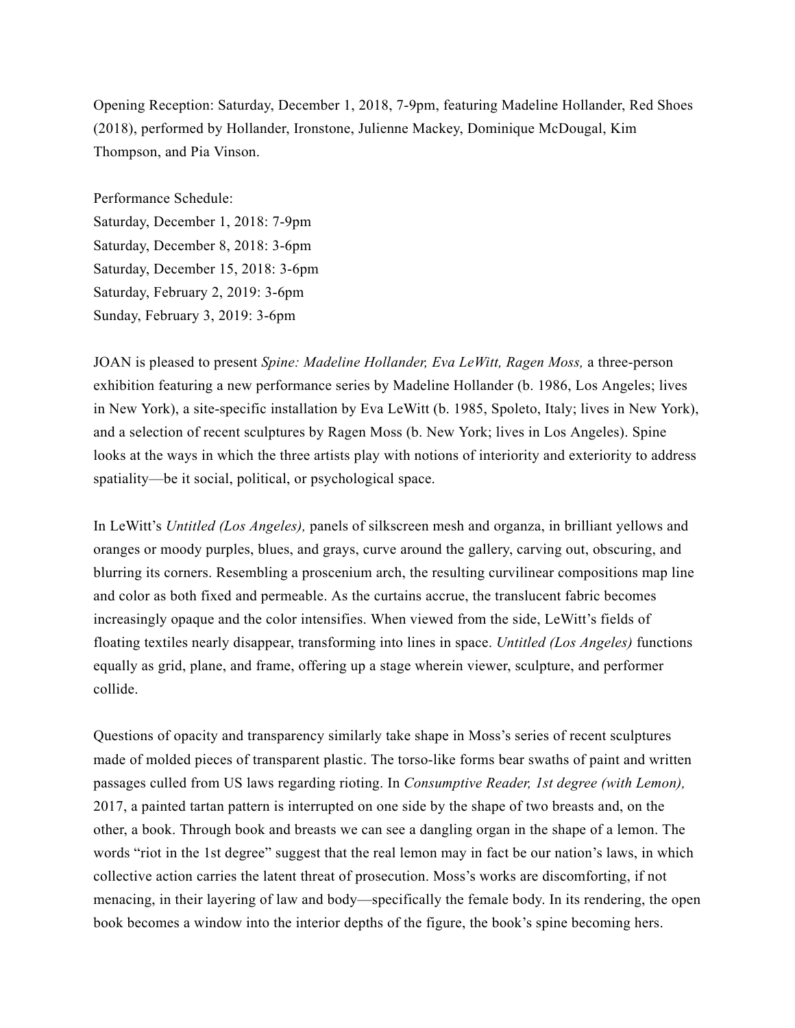Opening Reception: Saturday, December 1, 2018, 7-9pm, featuring Madeline Hollander, Red Shoes (2018), performed by Hollander, Ironstone, Julienne Mackey, Dominique McDougal, Kim Thompson, and Pia Vinson.

Performance Schedule:
Saturday, December 1, 2018: 7-9pm
Saturday, December 8, 2018: 3-6pm
Saturday, December 15, 2018: 3-6pm
Saturday, February 2, 2019: 3-6pm
Sunday, February 3, 2019: 3-6pm

JOAN is pleased to present *Spine: Madeline Hollander, Eva LeWitt, Ragen Moss,* a three-person exhibition featuring a new performance series by Madeline Hollander (b. 1986, Los Angeles; lives in New York), a site-specific installation by Eva LeWitt (b. 1985, Spoleto, Italy; lives in New York), and a selection of recent sculptures by Ragen Moss (b. New York; lives in Los Angeles). Spine looks at the ways in which the three artists play with notions of interiority and exteriority to address spatiality—be it social, political, or psychological space.

In LeWitt's *Untitled (Los Angeles),* panels of silkscreen mesh and organza, in brilliant yellows and oranges or moody purples, blues, and grays, curve around the gallery, carving out, obscuring, and blurring its corners. Resembling a proscenium arch, the resulting curvilinear compositions map line and color as both fixed and permeable. As the curtains accrue, the translucent fabric becomes increasingly opaque and the color intensifies. When viewed from the side, LeWitt's fields of floating textiles nearly disappear, transforming into lines in space. *Untitled (Los Angeles)* functions equally as grid, plane, and frame, offering up a stage wherein viewer, sculpture, and performer collide.

Questions of opacity and transparency similarly take shape in Moss's series of recent sculptures made of molded pieces of transparent plastic. The torso-like forms bear swaths of paint and written passages culled from US laws regarding rioting. In *Consumptive Reader, 1st degree (with Lemon),* 2017, a painted tartan pattern is interrupted on one side by the shape of two breasts and, on the other, a book. Through book and breasts we can see a dangling organ in the shape of a lemon. The words "riot in the 1st degree" suggest that the real lemon may in fact be our nation's laws, in which collective action carries the latent threat of prosecution. Moss's works are discomforting, if not menacing, in their layering of law and body—specifically the female body. In its rendering, the open book becomes a window into the interior depths of the figure, the book's spine becoming hers.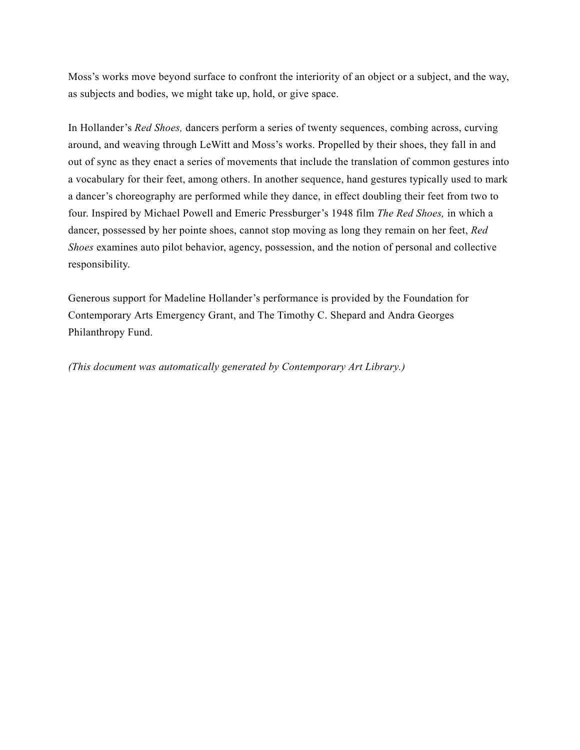Moss's works move beyond surface to confront the interiority of an object or a subject, and the way, as subjects and bodies, we might take up, hold, or give space.

In Hollander's *Red Shoes,* dancers perform a series of twenty sequences, combing across, curving around, and weaving through LeWitt and Moss's works. Propelled by their shoes, they fall in and out of sync as they enact a series of movements that include the translation of common gestures into a vocabulary for their feet, among others. In another sequence, hand gestures typically used to mark a dancer's choreography are performed while they dance, in effect doubling their feet from two to four. Inspired by Michael Powell and Emeric Pressburger's 1948 film *The Red Shoes,* in which a dancer, possessed by her pointe shoes, cannot stop moving as long they remain on her feet, *Red Shoes* examines auto pilot behavior, agency, possession, and the notion of personal and collective responsibility.

Generous support for Madeline Hollander's performance is provided by the Foundation for Contemporary Arts Emergency Grant, and The Timothy C. Shepard and Andra Georges Philanthropy Fund.

*(This document was automatically generated by Contemporary Art Library.)*